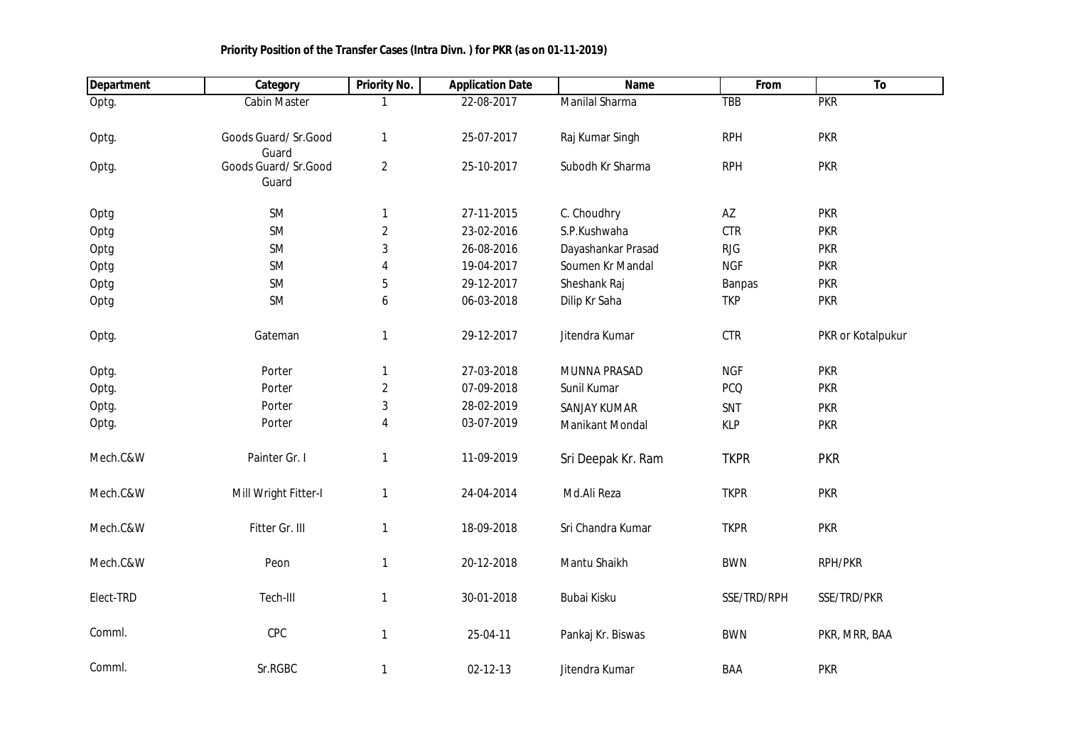**Priority Position of the Transfer Cases (Intra Divn. ) for PKR (as on 01-11-2019)**

| Department | Category | Priority No. | Application Date | Name | From | To |
|---|---|---|---|---|---|---|
| Optg. | Cabin Master | 1 | 22-08-2017 | Manilal Sharma | TBB | PKR |
| Optg. | Goods Guard/ Sr.Good Guard | 1 | 25-07-2017 | Raj Kumar Singh | RPH | PKR |
| Optg. | Goods Guard/ Sr.Good Guard | 2 | 25-10-2017 | Subodh Kr Sharma | RPH | PKR |
| Optg | SM | 1 | 27-11-2015 | C. Choudhry | AZ | PKR |
| Optg | SM | 2 | 23-02-2016 | S.P.Kushwaha | CTR | PKR |
| Optg | SM | 3 | 26-08-2016 | Dayashankar Prasad | RJG | PKR |
| Optg | SM | 4 | 19-04-2017 | Soumen Kr Mandal | NGF | PKR |
| Optg | SM | 5 | 29-12-2017 | Sheshank Raj | Banpas | PKR |
| Optg | SM | 6 | 06-03-2018 | Dilip Kr Saha | TKP | PKR |
| Optg. | Gateman | 1 | 29-12-2017 | Jitendra Kumar | CTR | PKR or Kotalpukur |
| Optg. | Porter | 1 | 27-03-2018 | MUNNA PRASAD | NGF | PKR |
| Optg. | Porter | 2 | 07-09-2018 | Sunil Kumar | PCQ | PKR |
| Optg. | Porter | 3 | 28-02-2019 | SANJAY KUMAR | SNT | PKR |
| Optg. | Porter | 4 | 03-07-2019 | Manikant Mondal | KLP | PKR |
| Mech.C&W | Painter Gr. I | 1 | 11-09-2019 | Sri Deepak Kr. Ram | TKPR | PKR |
| Mech.C&W | Mill Wright Fitter-I | 1 | 24-04-2014 | Md.Ali Reza | TKPR | PKR |
| Mech.C&W | Fitter Gr. III | 1 | 18-09-2018 | Sri Chandra Kumar | TKPR | PKR |
| Mech.C&W | Peon | 1 | 20-12-2018 | Mantu Shaikh | BWN | RPH/PKR |
| Elect-TRD | Tech-III | 1 | 30-01-2018 | Bubai Kisku | SSE/TRD/RPH | SSE/TRD/PKR |
| Comml. | CPC | 1 | 25-04-11 | Pankaj Kr. Biswas | BWN | PKR, MRR, BAA |
| Comml. | Sr.RGBC | 1 | 02-12-13 | Jitendra Kumar | BAA | PKR |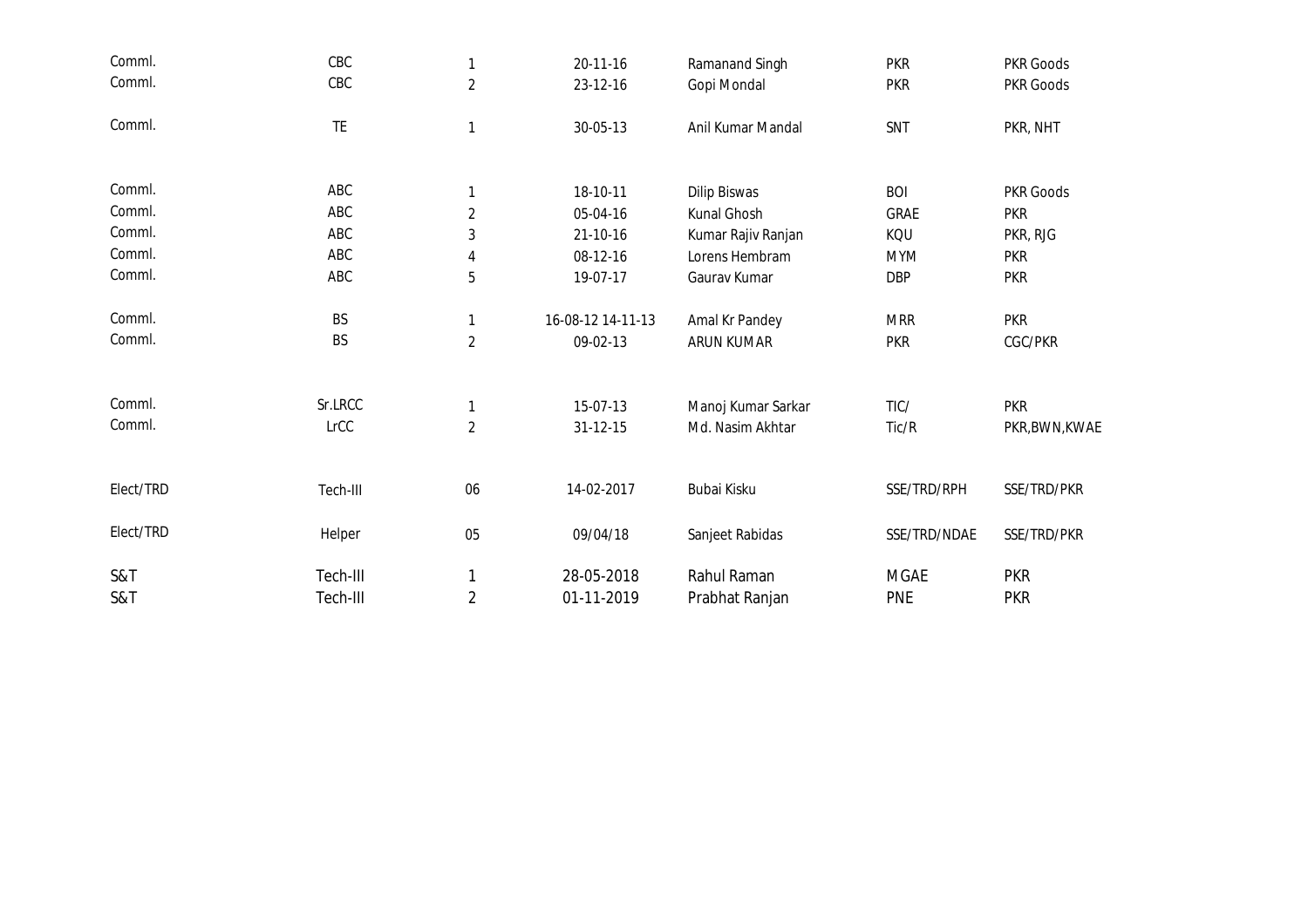| | | | | | | |
|---|---|---|---|---|---|---|
| Comml. | CBC | 1 | 20-11-16 | Ramanand Singh | PKR | PKR Goods |
| Comml. | CBC | 2 | 23-12-16 | Gopi Mondal | PKR | PKR Goods |
| Comml. | TE | 1 | 30-05-13 | Anil Kumar Mandal | SNT | PKR, NHT |
| Comml. | ABC | 1 | 18-10-11 | Dilip Biswas | BOI | PKR Goods |
| Comml. | ABC | 2 | 05-04-16 | Kunal Ghosh | GRAE | PKR |
| Comml. | ABC | 3 | 21-10-16 | Kumar Rajiv Ranjan | KQU | PKR, RJG |
| Comml. | ABC | 4 | 08-12-16 | Lorens Hembram | MYM | PKR |
| Comml. | ABC | 5 | 19-07-17 | Gaurav Kumar | DBP | PKR |
| Comml. | BS | 1 | 16-08-12 14-11-13 | Amal Kr Pandey | MRR | PKR |
| Comml. | BS | 2 | 09-02-13 | ARUN KUMAR | PKR | CGC/PKR |
| Comml. | Sr.LRCC | 1 | 15-07-13 | Manoj Kumar Sarkar | TIC/ | PKR |
| Comml. | LrCC | 2 | 31-12-15 | Md. Nasim Akhtar | Tic/R | PKR,BWN,KWAE |
| Elect/TRD | Tech-III | 06 | 14-02-2017 | Bubai Kisku | SSE/TRD/RPH | SSE/TRD/PKR |
| Elect/TRD | Helper | 05 | 09/04/18 | Sanjeet Rabidas | SSE/TRD/NDAE | SSE/TRD/PKR |
| S&T | Tech-III | 1 | 28-05-2018 | Rahul Raman | MGAE | PKR |
| S&T | Tech-III | 2 | 01-11-2019 | Prabhat Ranjan | PNE | PKR |